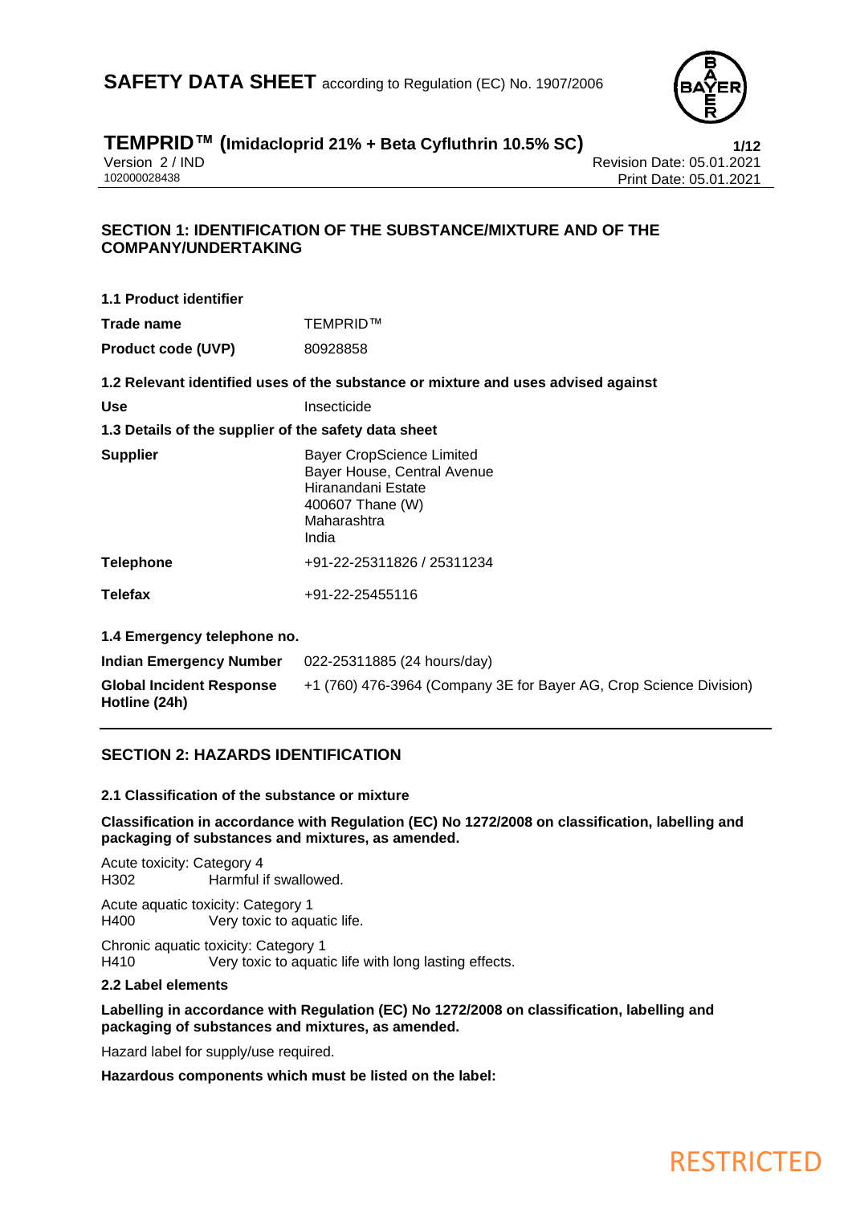# SAFETY DATA SHEET according to Regulation (EC) No. 1907/2006

## TEMPRID™ (Imidacloprid 21% + Beta Cyfluthrin 10.5% SC)

Version 2 / IND
102000028438

Revision Date: 05.01.2021
Print Date: 05.01.2021

## SECTION 1: IDENTIFICATION OF THE SUBSTANCE/MIXTURE AND OF THE COMPANY/UNDERTAKING

### 1.1 Product identifier

| | |
|---|---|
| **Trade name** | TEMPRID™ |
| **Product code (UVP)** | 80928858 |

### 1.2 Relevant identified uses of the substance or mixture and uses advised against

| | |
|---|---|
| **Use** | Insecticide |

### 1.3 Details of the supplier of the safety data sheet

| | |
|---|---|
| **Supplier** | Bayer CropScience Limited<br>Bayer House, Central Avenue<br>Hiranandani Estate<br>400607 Thane (W)<br>Maharashtra<br>India |
| **Telephone** | +91-22-25311826 / 25311234 |
| **Telefax** | +91-22-25455116 |

### 1.4 Emergency telephone no.

| | |
|---|---|
| **Indian Emergency Number** | 022-25311885 (24 hours/day) |
| **Global Incident Response Hotline (24h)** | +1 (760) 476-3964 (Company 3E for Bayer AG, Crop Science Division) |

## SECTION 2: HAZARDS IDENTIFICATION

### 2.1 Classification of the substance or mixture

**Classification in accordance with Regulation (EC) No 1272/2008 on classification, labelling and packaging of substances and mixtures, as amended.**

Acute toxicity: Category 4
H302 Harmful if swallowed.

Acute aquatic toxicity: Category 1
H400 Very toxic to aquatic life.

Chronic aquatic toxicity: Category 1
H410 Very toxic to aquatic life with long lasting effects.

### 2.2 Label elements

**Labelling in accordance with Regulation (EC) No 1272/2008 on classification, labelling and packaging of substances and mixtures, as amended.**

Hazard label for supply/use required.

**Hazardous components which must be listed on the label:**

RESTRICTED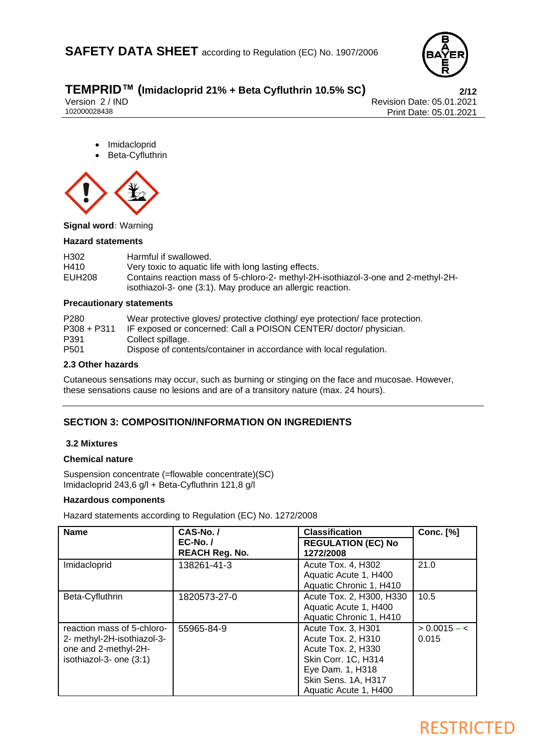- Imidacloprid
- Beta-Cyfluthrin

**Signal word**: Warning

**Hazard statements**

| | |
|---|---|
| H302 | Harmful if swallowed. |
| H410 | Very toxic to aquatic life with long lasting effects. |
| EUH208 | Contains reaction mass of 5-chloro-2- methyl-2H-isothiazol-3-one and 2-methyl-2H-isothiazol-3- one (3:1). May produce an allergic reaction. |

**Precautionary statements**

| | |
|---|---|
| P280 | Wear protective gloves/ protective clothing/ eye protection/ face protection. |
| P308 + P311 | IF exposed or concerned: Call a POISON CENTER/ doctor/ physician. |
| P391 | Collect spillage. |
| P501 | Dispose of contents/container in accordance with local regulation. |

**2.3 Other hazards**

Cutaneous sensations may occur, such as burning or stinging on the face and mucosae. However, these sensations cause no lesions and are of a transitory nature (max. 24 hours).

## SECTION 3: COMPOSITION/INFORMATION ON INGREDIENTS

**3.2 Mixtures**

**Chemical nature**

Suspension concentrate (=flowable concentrate)(SC)
Imidacloprid 243,6 g/l + Beta-Cyfluthrin 121,8 g/l

**Hazardous components**

Hazard statements according to Regulation (EC) No. 1272/2008

| Name | CAS-No. / EC-No. / REACH Reg. No. | Classification REGULATION (EC) No 1272/2008 | Conc. [%] |
|---|---|---|---|
| Imidacloprid | 138261-41-3 | Acute Tox. 4, H302<br>Aquatic Acute 1, H400<br>Aquatic Chronic 1, H410 | 21.0 |
| Beta-Cyfluthrin | 1820573-27-0 | Acute Tox. 2, H300, H330<br>Aquatic Acute 1, H400<br>Aquatic Chronic 1, H410 | 10.5 |
| reaction mass of 5-chloro-2- methyl-2H-isothiazol-3-one and 2-methyl-2H-isothiazol-3- one (3:1) | 55965-84-9 | Acute Tox. 3, H301<br>Acute Tox. 2, H310<br>Acute Tox. 2, H330<br>Skin Corr. 1C, H314<br>Eye Dam. 1, H318<br>Skin Sens. 1A, H317<br>Aquatic Acute 1, H400 | > 0.0015 – < 0.015 |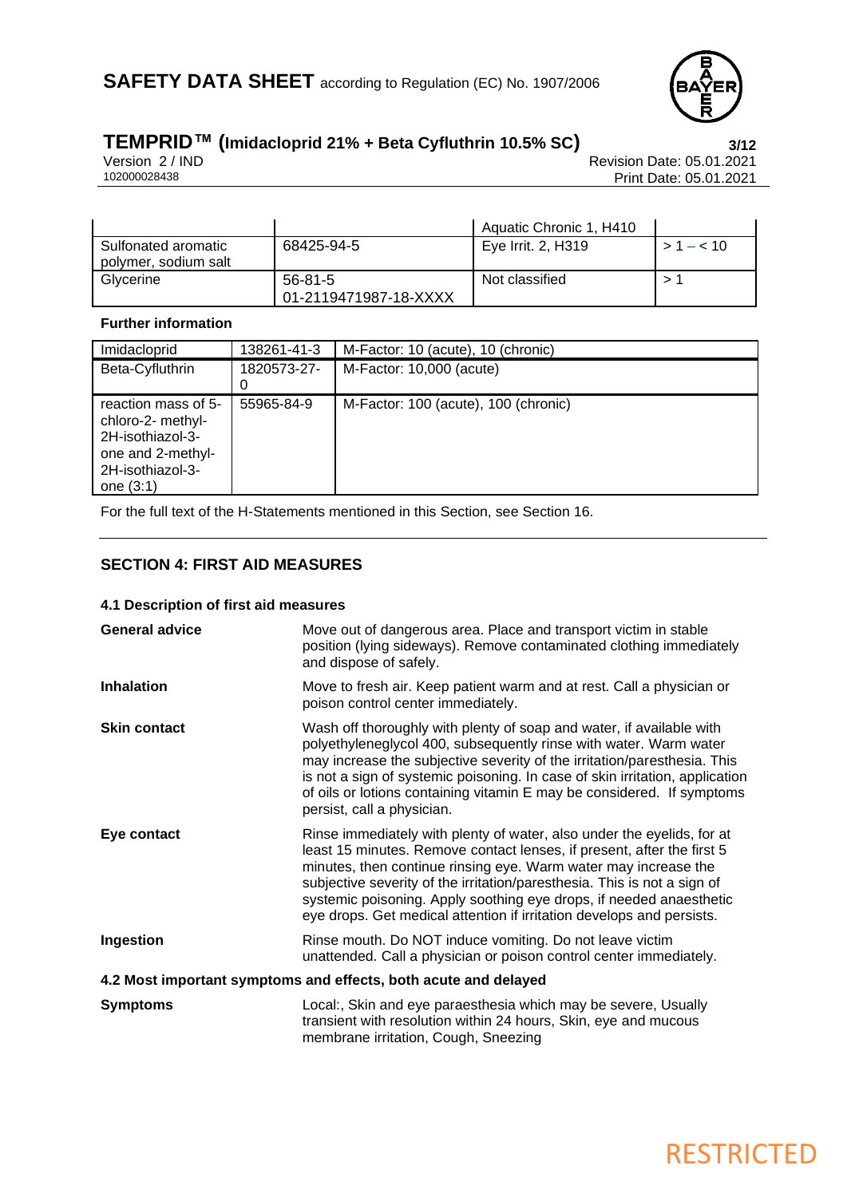| | | Aquatic Chronic 1, H410 | |
|---|---|---|---|
| Sulfonated aromatic polymer, sodium salt | 68425-94-5 | Eye Irrit. 2, H319 | > 1 – < 10 |
| Glycerine | 56-81-5<br>01-2119471987-18-XXXX | Not classified | > 1 |

**Further information**

| Imidacloprid | 138261-41-3 | M-Factor: 10 (acute), 10 (chronic) |
|---|---|---|
| Beta-Cyfluthrin | 1820573-27-0 | M-Factor: 10,000 (acute) |
| reaction mass of 5-chloro-2- methyl-2H-isothiazol-3-one and 2-methyl-2H-isothiazol-3-one (3:1) | 55965-84-9 | M-Factor: 100 (acute), 100 (chronic) |

For the full text of the H-Statements mentioned in this Section, see Section 16.

## SECTION 4: FIRST AID MEASURES

### 4.1 Description of first aid measures

**General advice** Move out of dangerous area. Place and transport victim in stable position (lying sideways). Remove contaminated clothing immediately and dispose of safely.

**Inhalation** Move to fresh air. Keep patient warm and at rest. Call a physician or poison control center immediately.

**Skin contact** Wash off thoroughly with plenty of soap and water, if available with polyethyleneglycol 400, subsequently rinse with water. Warm water may increase the subjective severity of the irritation/paresthesia. This is not a sign of systemic poisoning. In case of skin irritation, application of oils or lotions containing vitamin E may be considered. If symptoms persist, call a physician.

**Eye contact** Rinse immediately with plenty of water, also under the eyelids, for at least 15 minutes. Remove contact lenses, if present, after the first 5 minutes, then continue rinsing eye. Warm water may increase the subjective severity of the irritation/paresthesia. This is not a sign of systemic poisoning. Apply soothing eye drops, if needed anaesthetic eye drops. Get medical attention if irritation develops and persists.

**Ingestion** Rinse mouth. Do NOT induce vomiting. Do not leave victim unattended. Call a physician or poison control center immediately.

### 4.2 Most important symptoms and effects, both acute and delayed

**Symptoms** Local:, Skin and eye paraesthesia which may be severe, Usually transient with resolution within 24 hours, Skin, eye and mucous membrane irritation, Cough, Sneezing

RESTRICTED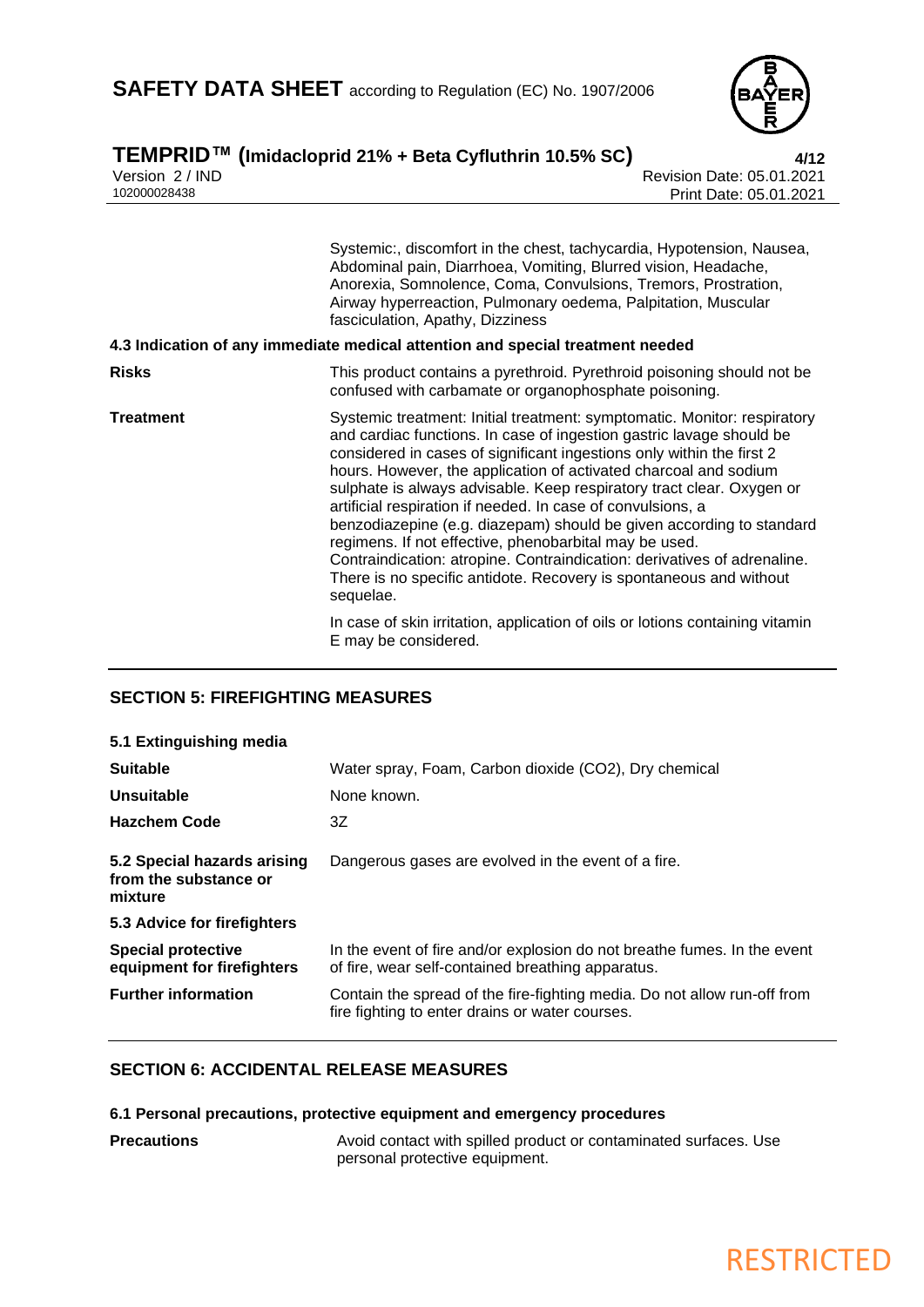| | |
|---|---|
| | Systemic:, discomfort in the chest, tachycardia, Hypotension, Nausea, Abdominal pain, Diarrhoea, Vomiting, Blurred vision, Headache, Anorexia, Somnolence, Coma, Convulsions, Tremors, Prostration, Airway hyperreaction, Pulmonary oedema, Palpitation, Muscular fasciculation, Apathy, Dizziness |

### 4.3 Indication of any immediate medical attention and special treatment needed

| | |
|---|---|
| **Risks** | This product contains a pyrethroid. Pyrethroid poisoning should not be confused with carbamate or organophosphate poisoning. |
| **Treatment** | Systemic treatment: Initial treatment: symptomatic. Monitor: respiratory and cardiac functions. In case of ingestion gastric lavage should be considered in cases of significant ingestions only within the first 2 hours. However, the application of activated charcoal and sodium sulphate is always advisable. Keep respiratory tract clear. Oxygen or artificial respiration if needed. In case of convulsions, a benzodiazepine (e.g. diazepam) should be given according to standard regimens. If not effective, phenobarbital may be used. Contraindication: atropine. Contraindication: derivatives of adrenaline. There is no specific antidote. Recovery is spontaneous and without sequelae. |
| | In case of skin irritation, application of oils or lotions containing vitamin E may be considered. |

## SECTION 5: FIREFIGHTING MEASURES

### 5.1 Extinguishing media

| | |
|---|---|
| **Suitable** | Water spray, Foam, Carbon dioxide ($CO_2$), Dry chemical |
| **Unsuitable** | None known. |
| **Hazchem Code** | 3Z |
| **5.2 Special hazards arising from the substance or mixture** | Dangerous gases are evolved in the event of a fire. |

### 5.3 Advice for firefighters

| | |
|---|---|
| **Special protective equipment for firefighters** | In the event of fire and/or explosion do not breathe fumes. In the event of fire, wear self-contained breathing apparatus. |
| **Further information** | Contain the spread of the fire-fighting media. Do not allow run-off from fire fighting to enter drains or water courses. |

## SECTION 6: ACCIDENTAL RELEASE MEASURES

### 6.1 Personal precautions, protective equipment and emergency procedures

| | |
|---|---|
| **Precautions** | Avoid contact with spilled product or contaminated surfaces. Use personal protective equipment. |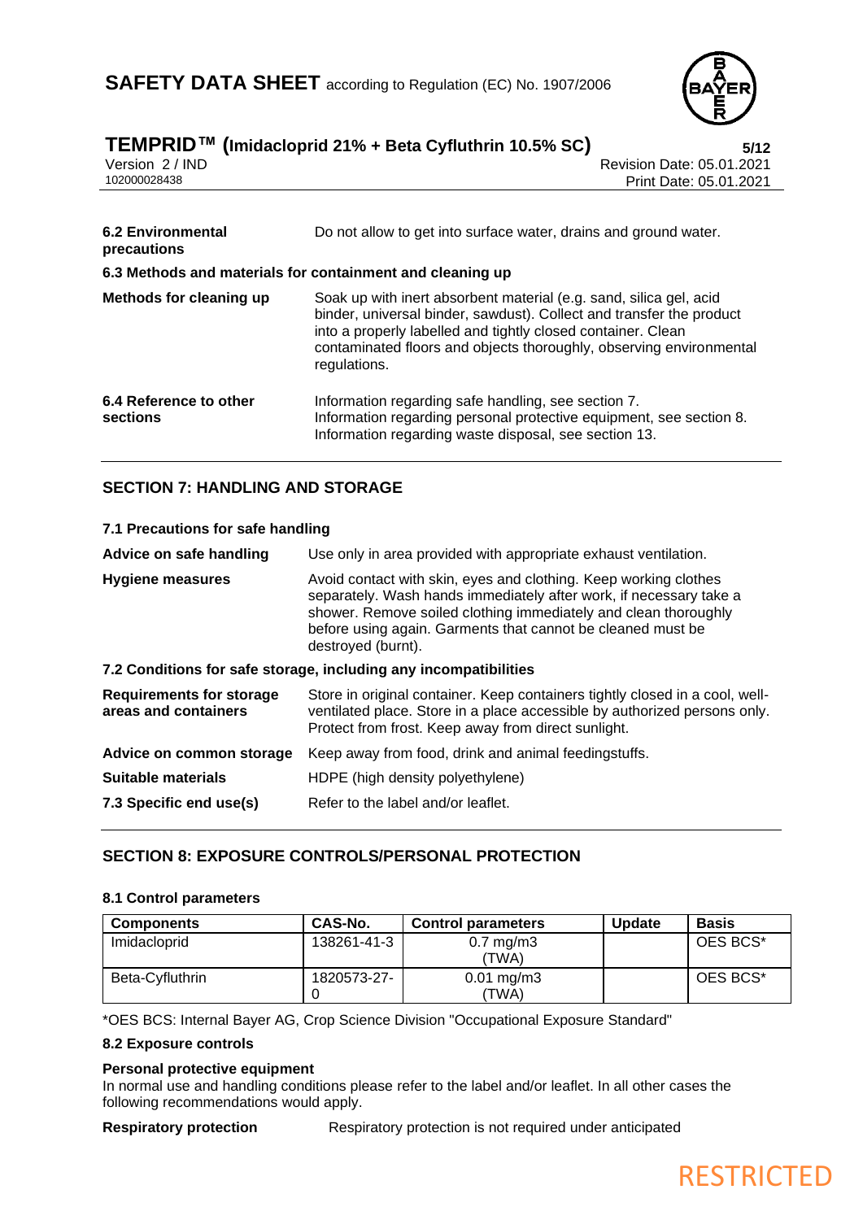**6.2 Environmental precautions** Do not allow to get into surface water, drains and ground water.

**6.3 Methods and materials for containment and cleaning up**

**Methods for cleaning up** Soak up with inert absorbent material (e.g. sand, silica gel, acid binder, universal binder, sawdust). Collect and transfer the product into a properly labelled and tightly closed container. Clean contaminated floors and objects thoroughly, observing environmental regulations.

**6.4 Reference to other sections** Information regarding safe handling, see section 7.
Information regarding personal protective equipment, see section 8.
Information regarding waste disposal, see section 13.

## SECTION 7: HANDLING AND STORAGE

**7.1 Precautions for safe handling**

**Advice on safe handling** Use only in area provided with appropriate exhaust ventilation.

**Hygiene measures** Avoid contact with skin, eyes and clothing. Keep working clothes separately. Wash hands immediately after work, if necessary take a shower. Remove soiled clothing immediately and clean thoroughly before using again. Garments that cannot be cleaned must be destroyed (burnt).

**7.2 Conditions for safe storage, including any incompatibilities**

**Requirements for storage areas and containers** Store in original container. Keep containers tightly closed in a cool, well-ventilated place. Store in a place accessible by authorized persons only. Protect from frost. Keep away from direct sunlight.

**Advice on common storage** Keep away from food, drink and animal feedingstuffs.

**Suitable materials** HDPE (high density polyethylene)

**7.3 Specific end use(s)** Refer to the label and/or leaflet.

## SECTION 8: EXPOSURE CONTROLS/PERSONAL PROTECTION

**8.1 Control parameters**

| Components | CAS-No. | Control parameters | Update | Basis |
|---|---|---|---|---|
| Imidacloprid | 138261-41-3 | 0.7 mg/m3 (TWA) | | OES BCS* |
| Beta-Cyfluthrin | 1820573-27-0 | 0.01 mg/m3 (TWA) | | OES BCS* |

*OES BCS: Internal Bayer AG, Crop Science Division "Occupational Exposure Standard"

**8.2 Exposure controls**

**Personal protective equipment**
In normal use and handling conditions please refer to the label and/or leaflet. In all other cases the following recommendations would apply.

**Respiratory protection** Respiratory protection is not required under anticipated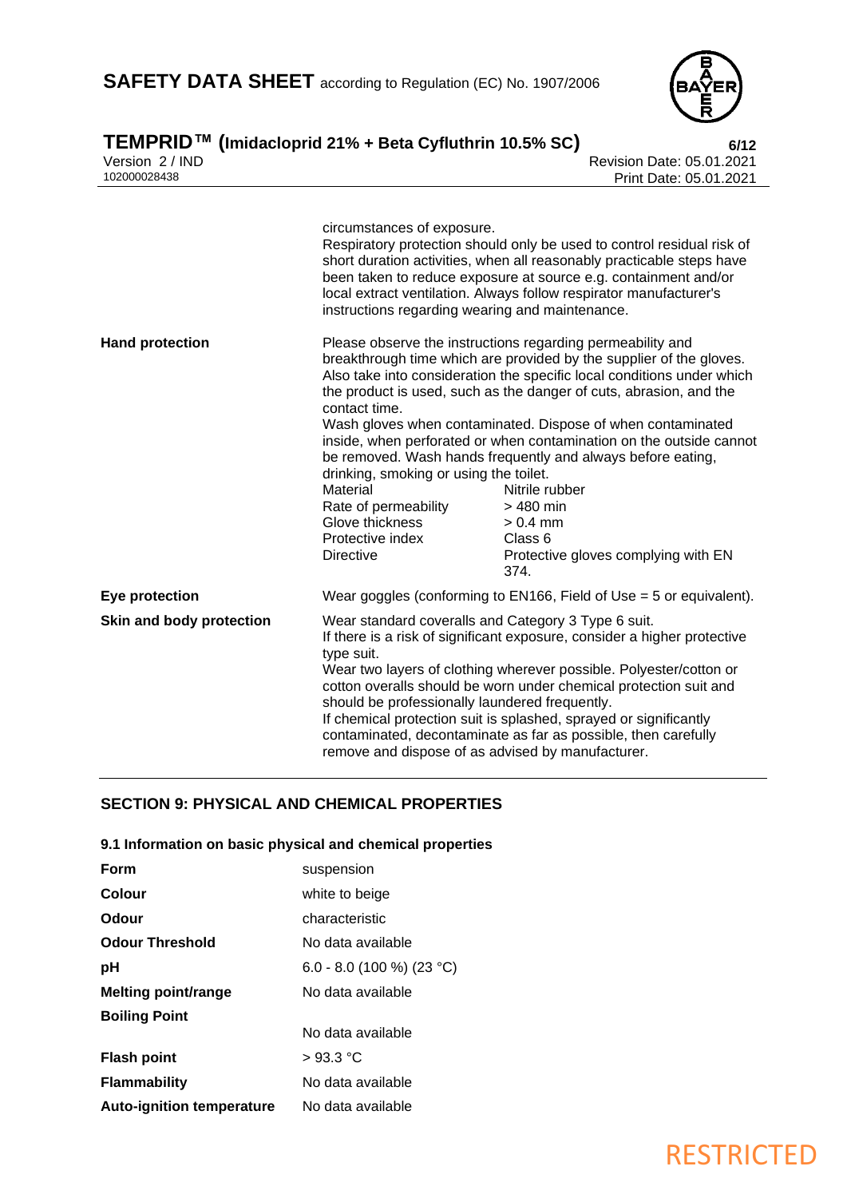circumstances of exposure.
Respiratory protection should only be used to control residual risk of short duration activities, when all reasonably practicable steps have been taken to reduce exposure at source e.g. containment and/or local extract ventilation. Always follow respirator manufacturer's instructions regarding wearing and maintenance.

**Hand protection**

Please observe the instructions regarding permeability and breakthrough time which are provided by the supplier of the gloves. Also take into consideration the specific local conditions under which the product is used, such as the danger of cuts, abrasion, and the contact time.
Wash gloves when contaminated. Dispose of when contaminated inside, when perforated or when contamination on the outside cannot be removed. Wash hands frequently and always before eating, drinking, smoking or using the toilet.

| | |
|---|---|
| Material | Nitrile rubber |
| Rate of permeability | > 480 min |
| Glove thickness | > 0.4 mm |
| Protective index | Class 6 |
| Directive | Protective gloves complying with EN 374. |

**Eye protection**

Wear goggles (conforming to EN166, Field of Use = 5 or equivalent).

**Skin and body protection**

Wear standard coveralls and Category 3 Type 6 suit.
If there is a risk of significant exposure, consider a higher protective type suit.
Wear two layers of clothing wherever possible. Polyester/cotton or cotton overalls should be worn under chemical protection suit and should be professionally laundered frequently.
If chemical protection suit is splashed, sprayed or significantly contaminated, decontaminate as far as possible, then carefully remove and dispose of as advised by manufacturer.

## SECTION 9: PHYSICAL AND CHEMICAL PROPERTIES

### 9.1 Information on basic physical and chemical properties

| | |
|---|---|
| **Form** | suspension |
| **Colour** | white to beige |
| **Odour** | characteristic |
| **Odour Threshold** | No data available |
| **pH** | 6.0 - 8.0 (100 %) (23 °C) |
| **Melting point/range** | No data available |
| **Boiling Point** | No data available |
| **Flash point** | > 93.3 °C |
| **Flammability** | No data available |
| **Auto-ignition temperature** | No data available |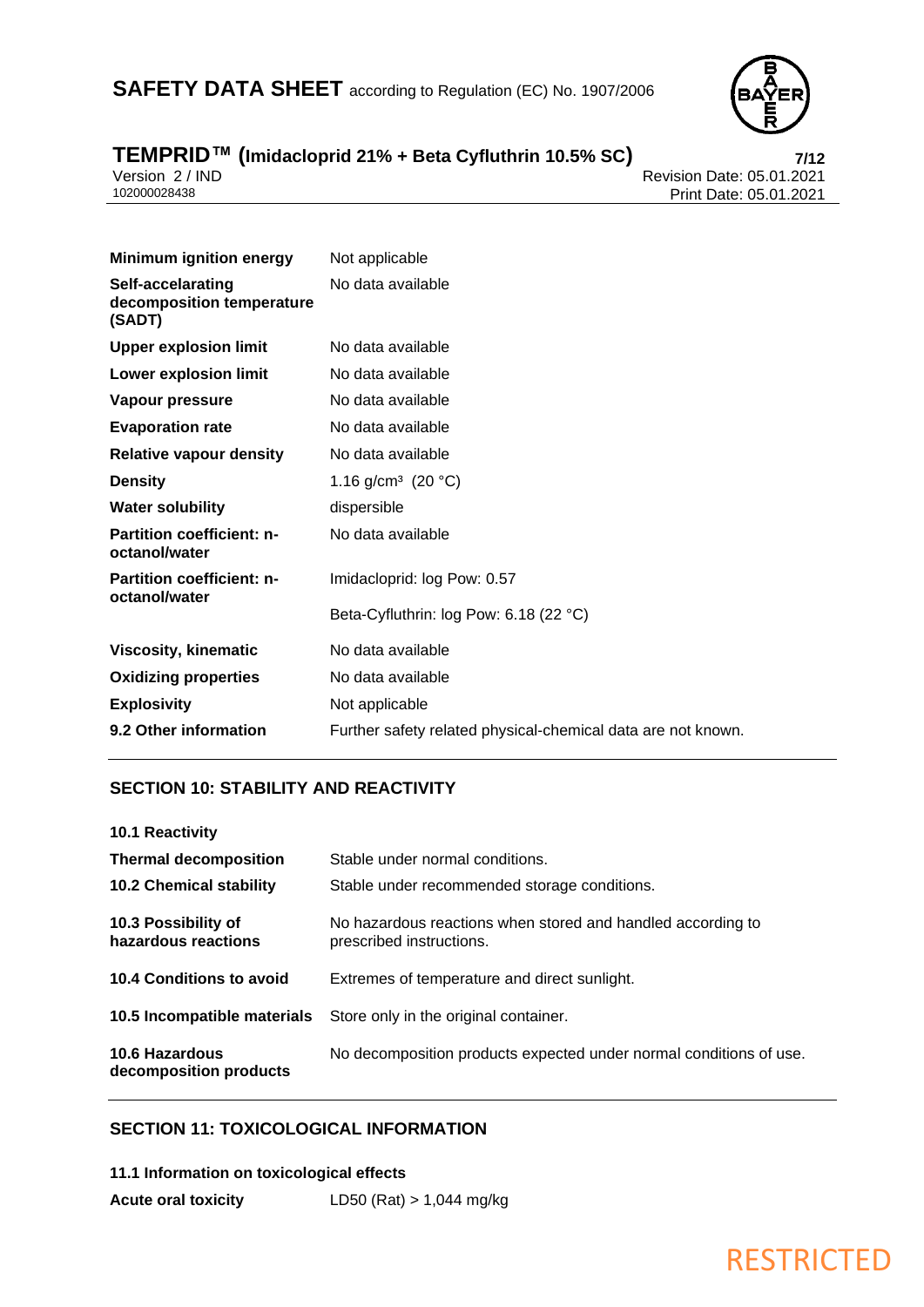| | |
|---|---|
| **Minimum ignition energy** | Not applicable |
| **Self-accelarating decomposition temperature (SADT)** | No data available |
| **Upper explosion limit** | No data available |
| **Lower explosion limit** | No data available |
| **Vapour pressure** | No data available |
| **Evaporation rate** | No data available |
| **Relative vapour density** | No data available |
| **Density** | 1.16 g/cm³ (20 °C) |
| **Water solubility** | dispersible |
| **Partition coefficient: n-octanol/water** | No data available |
| **Partition coefficient: n-octanol/water** | Imidacloprid: log Pow: 0.57 |
| | Beta-Cyfluthrin: log Pow: 6.18 (22 °C) |
| **Viscosity, kinematic** | No data available |
| **Oxidizing properties** | No data available |
| **Explosivity** | Not applicable |
| **9.2 Other information** | Further safety related physical-chemical data are not known. |

## SECTION 10: STABILITY AND REACTIVITY

| | |
|---|---|
| **10.1 Reactivity** | |
| **Thermal decomposition** | Stable under normal conditions. |
| **10.2 Chemical stability** | Stable under recommended storage conditions. |
| **10.3 Possibility of hazardous reactions** | No hazardous reactions when stored and handled according to prescribed instructions. |
| **10.4 Conditions to avoid** | Extremes of temperature and direct sunlight. |
| **10.5 Incompatible materials** | Store only in the original container. |
| **10.6 Hazardous decomposition products** | No decomposition products expected under normal conditions of use. |

## SECTION 11: TOXICOLOGICAL INFORMATION

**11.1 Information on toxicological effects**

| | |
|---|---|
| **Acute oral toxicity** | LD50 (Rat) > 1,044 mg/kg |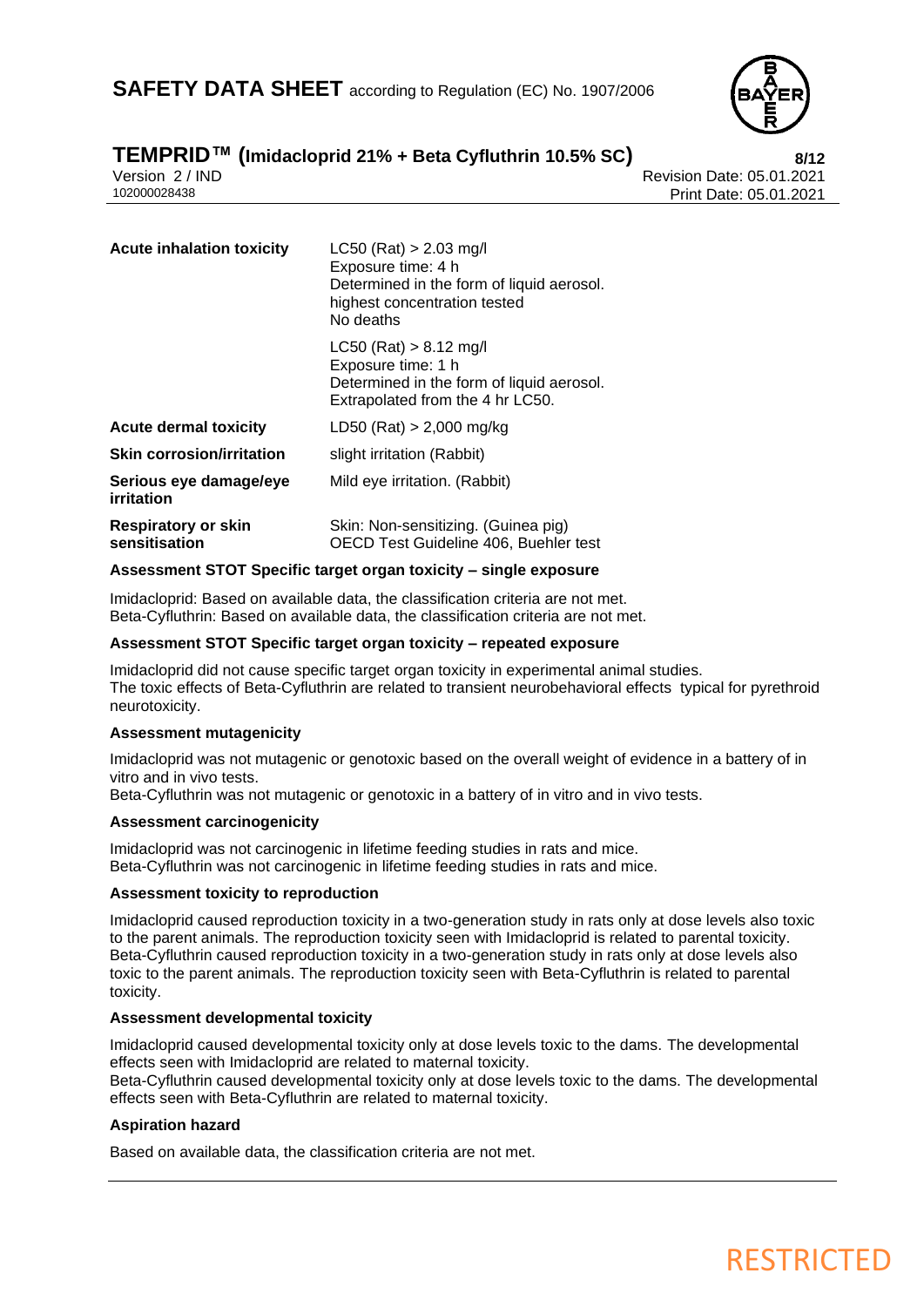| | |
|---|---|
| **Acute inhalation toxicity** | LC50 (Rat) > 2.03 mg/l<br>Exposure time: 4 h<br>Determined in the form of liquid aerosol.<br>highest concentration tested<br>No deaths |
| | LC50 (Rat) > 8.12 mg/l<br>Exposure time: 1 h<br>Determined in the form of liquid aerosol.<br>Extrapolated from the 4 hr LC50. |
| **Acute dermal toxicity** | LD50 (Rat) > 2,000 mg/kg |
| **Skin corrosion/irritation** | slight irritation (Rabbit) |
| **Serious eye damage/eye irritation** | Mild eye irritation. (Rabbit) |
| **Respiratory or skin sensitisation** | Skin: Non-sensitizing. (Guinea pig)<br>OECD Test Guideline 406, Buehler test |

**Assessment STOT Specific target organ toxicity – single exposure**

Imidacloprid: Based on available data, the classification criteria are not met.
Beta-Cyfluthrin: Based on available data, the classification criteria are not met.

**Assessment STOT Specific target organ toxicity – repeated exposure**

Imidacloprid did not cause specific target organ toxicity in experimental animal studies.
The toxic effects of Beta-Cyfluthrin are related to transient neurobehavioral effects typical for pyrethroid neurotoxicity.

**Assessment mutagenicity**

Imidacloprid was not mutagenic or genotoxic based on the overall weight of evidence in a battery of in vitro and in vivo tests.
Beta-Cyfluthrin was not mutagenic or genotoxic in a battery of in vitro and in vivo tests.

**Assessment carcinogenicity**

Imidacloprid was not carcinogenic in lifetime feeding studies in rats and mice.
Beta-Cyfluthrin was not carcinogenic in lifetime feeding studies in rats and mice.

**Assessment toxicity to reproduction**

Imidacloprid caused reproduction toxicity in a two-generation study in rats only at dose levels also toxic to the parent animals. The reproduction toxicity seen with Imidacloprid is related to parental toxicity.
Beta-Cyfluthrin caused reproduction toxicity in a two-generation study in rats only at dose levels also toxic to the parent animals. The reproduction toxicity seen with Beta-Cyfluthrin is related to parental toxicity.

**Assessment developmental toxicity**

Imidacloprid caused developmental toxicity only at dose levels toxic to the dams. The developmental effects seen with Imidacloprid are related to maternal toxicity.
Beta-Cyfluthrin caused developmental toxicity only at dose levels toxic to the dams. The developmental effects seen with Beta-Cyfluthrin are related to maternal toxicity.

**Aspiration hazard**

Based on available data, the classification criteria are not met.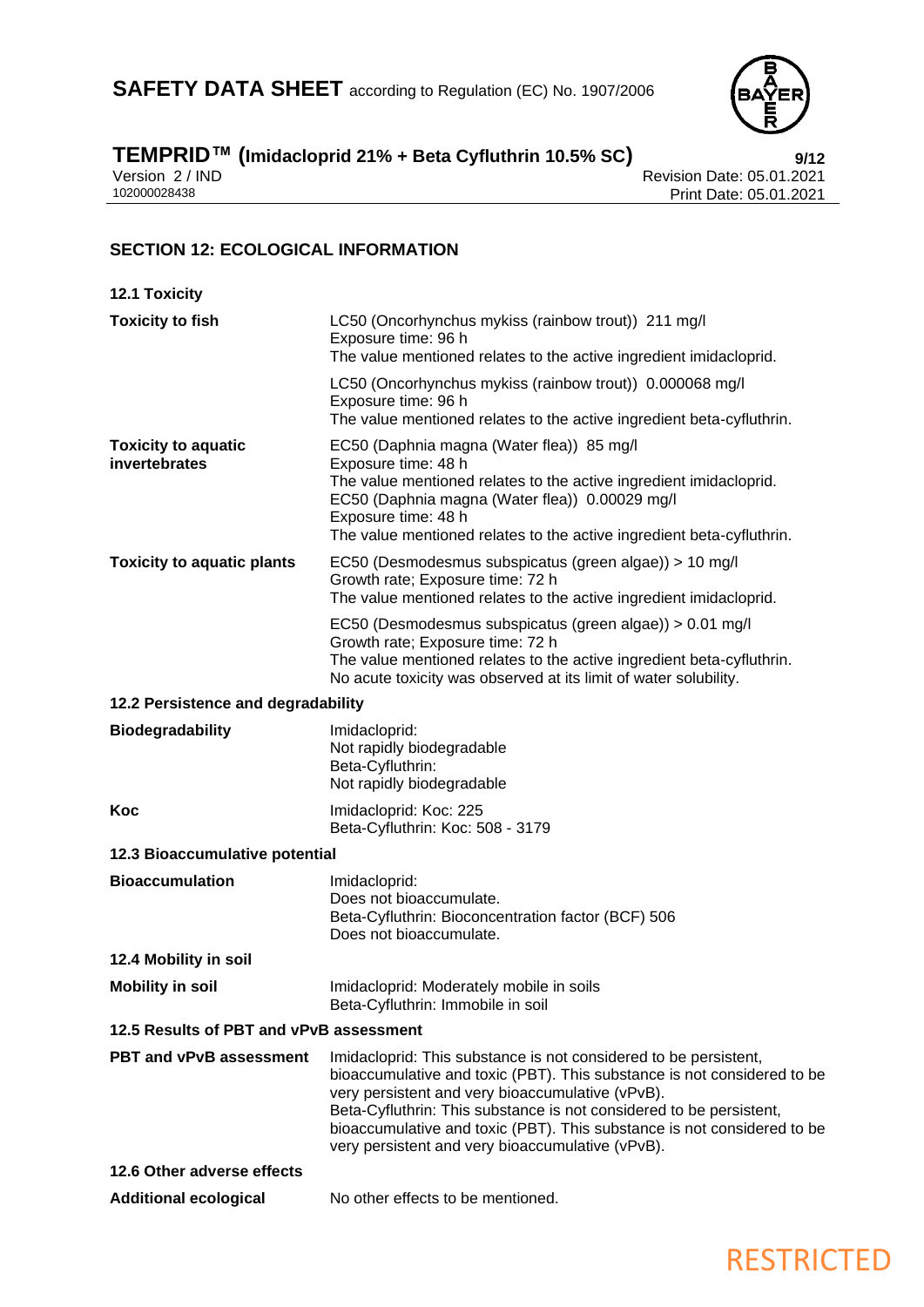## SECTION 12: ECOLOGICAL INFORMATION

### 12.1 Toxicity

| | |
|---|---|
| **Toxicity to fish** | LC50 (Oncorhynchus mykiss (rainbow trout)) 211 mg/l<br>Exposure time: 96 h<br>The value mentioned relates to the active ingredient imidacloprid. |
| | LC50 (Oncorhynchus mykiss (rainbow trout)) 0.000068 mg/l<br>Exposure time: 96 h<br>The value mentioned relates to the active ingredient beta-cyfluthrin. |
| **Toxicity to aquatic invertebrates** | EC50 (Daphnia magna (Water flea)) 85 mg/l<br>Exposure time: 48 h<br>The value mentioned relates to the active ingredient imidacloprid.<br>EC50 (Daphnia magna (Water flea)) 0.00029 mg/l<br>Exposure time: 48 h<br>The value mentioned relates to the active ingredient beta-cyfluthrin. |
| **Toxicity to aquatic plants** | EC50 (Desmodesmus subspicatus (green algae)) > 10 mg/l<br>Growth rate; Exposure time: 72 h<br>The value mentioned relates to the active ingredient imidacloprid. |
| | EC50 (Desmodesmus subspicatus (green algae)) > 0.01 mg/l<br>Growth rate; Exposure time: 72 h<br>The value mentioned relates to the active ingredient beta-cyfluthrin.<br>No acute toxicity was observed at its limit of water solubility. |

### 12.2 Persistence and degradability

| | |
|---|---|
| **Biodegradability** | Imidacloprid:<br>Not rapidly biodegradable<br>Beta-Cyfluthrin:<br>Not rapidly biodegradable |
| **Koc** | Imidacloprid: Koc: 225<br>Beta-Cyfluthrin: Koc: 508 - 3179 |

### 12.3 Bioaccumulative potential

| | |
|---|---|
| **Bioaccumulation** | Imidacloprid:<br>Does not bioaccumulate.<br>Beta-Cyfluthrin: Bioconcentration factor (BCF) 506<br>Does not bioaccumulate. |

### 12.4 Mobility in soil

| | |
|---|---|
| **Mobility in soil** | Imidacloprid: Moderately mobile in soils<br>Beta-Cyfluthrin: Immobile in soil |

### 12.5 Results of PBT and vPvB assessment

| | |
|---|---|
| **PBT and vPvB assessment** | Imidacloprid: This substance is not considered to be persistent, bioaccumulative and toxic (PBT). This substance is not considered to be very persistent and very bioaccumulative (vPvB).<br>Beta-Cyfluthrin: This substance is not considered to be persistent, bioaccumulative and toxic (PBT). This substance is not considered to be very persistent and very bioaccumulative (vPvB). |

### 12.6 Other adverse effects

| | |
|---|---|
| **Additional ecological** | No other effects to be mentioned. |

RESTRICTED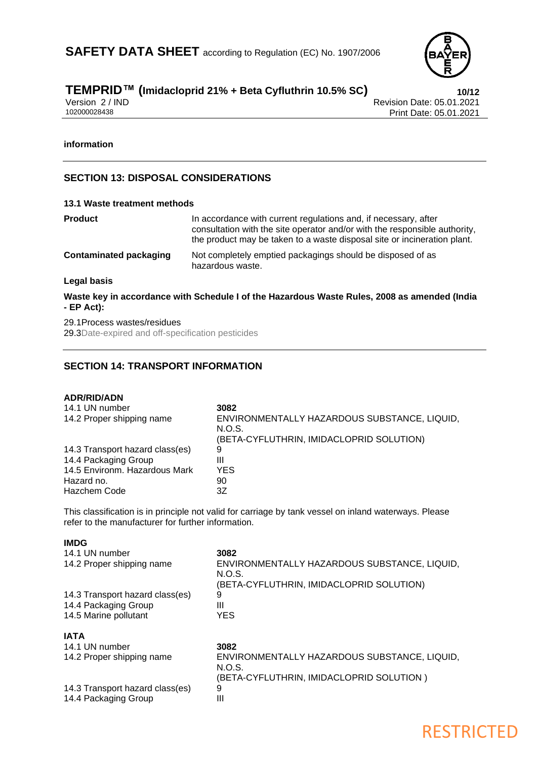**information**

## SECTION 13: DISPOSAL CONSIDERATIONS

### 13.1 Waste treatment methods

| | |
|---|---|
| **Product** | In accordance with current regulations and, if necessary, after consultation with the site operator and/or with the responsible authority, the product may be taken to a waste disposal site or incineration plant. |
| **Contaminated packaging** | Not completely emptied packagings should be disposed of as hazardous waste. |

**Legal basis**

**Waste key in accordance with Schedule I of the Hazardous Waste Rules, 2008 as amended (India - EP Act):**

29.1Process wastes/residues
29.3Date-expired and off-specification pesticides

## SECTION 14: TRANSPORT INFORMATION

**ADR/RID/ADN**

| | |
|---|---|
| 14.1 UN number | **3082** |
| 14.2 Proper shipping name | ENVIRONMENTALLY HAZARDOUS SUBSTANCE, LIQUID, N.O.S. (BETA-CYFLUTHRIN, IMIDACLOPRID SOLUTION) |
| 14.3 Transport hazard class(es) | 9 |
| 14.4 Packaging Group | III |
| 14.5 Environm. Hazardous Mark | YES |
| Hazard no. | 90 |
| Hazchem Code | 3Z |

This classification is in principle not valid for carriage by tank vessel on inland waterways. Please refer to the manufacturer for further information.

**IMDG**

| | |
|---|---|
| 14.1 UN number | **3082** |
| 14.2 Proper shipping name | ENVIRONMENTALLY HAZARDOUS SUBSTANCE, LIQUID, N.O.S. (BETA-CYFLUTHRIN, IMIDACLOPRID SOLUTION) |
| 14.3 Transport hazard class(es) | 9 |
| 14.4 Packaging Group | III |
| 14.5 Marine pollutant | YES |

**IATA**

| | |
|---|---|
| 14.1 UN number | **3082** |
| 14.2 Proper shipping name | ENVIRONMENTALLY HAZARDOUS SUBSTANCE, LIQUID, N.O.S. (BETA-CYFLUTHRIN, IMIDACLOPRID SOLUTION ) |
| 14.3 Transport hazard class(es) | 9 |
| 14.4 Packaging Group | III |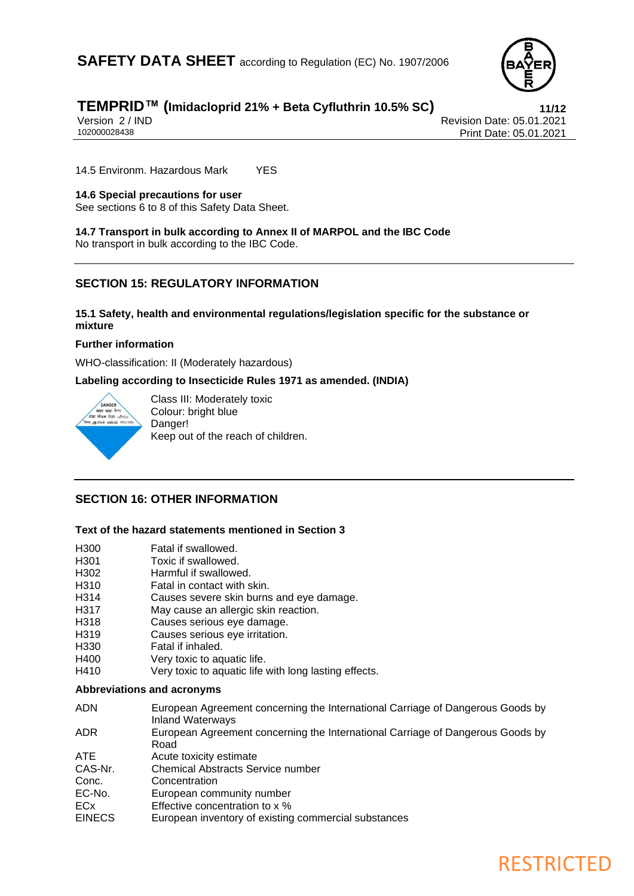14.5 Environm. Hazardous Mark YES

**14.6 Special precautions for user**
See sections 6 to 8 of this Safety Data Sheet.

**14.7 Transport in bulk according to Annex II of MARPOL and the IBC Code**
No transport in bulk according to the IBC Code.

## SECTION 15: REGULATORY INFORMATION

**15.1 Safety, health and environmental regulations/legislation specific for the substance or mixture**

**Further information**

WHO-classification: II (Moderately hazardous)

**Labeling according to Insecticide Rules 1971 as amended. (INDIA)**

Class III: Moderately toxic
Colour: bright blue
Danger!
Keep out of the reach of children.

## SECTION 16: OTHER INFORMATION

**Text of the hazard statements mentioned in Section 3**

| | |
|---|---|
| H300 | Fatal if swallowed. |
| H301 | Toxic if swallowed. |
| H302 | Harmful if swallowed. |
| H310 | Fatal in contact with skin. |
| H314 | Causes severe skin burns and eye damage. |
| H317 | May cause an allergic skin reaction. |
| H318 | Causes serious eye damage. |
| H319 | Causes serious eye irritation. |
| H330 | Fatal if inhaled. |
| H400 | Very toxic to aquatic life. |
| H410 | Very toxic to aquatic life with long lasting effects. |

**Abbreviations and acronyms**

| | |
|---|---|
| ADN | European Agreement concerning the International Carriage of Dangerous Goods by Inland Waterways |
| ADR | European Agreement concerning the International Carriage of Dangerous Goods by Road |
| ATE | Acute toxicity estimate |
| CAS-Nr. | Chemical Abstracts Service number |
| Conc. | Concentration |
| EC-No. | European community number |
| ECx | Effective concentration to x % |
| EINECS | European inventory of existing commercial substances |

RESTRICTED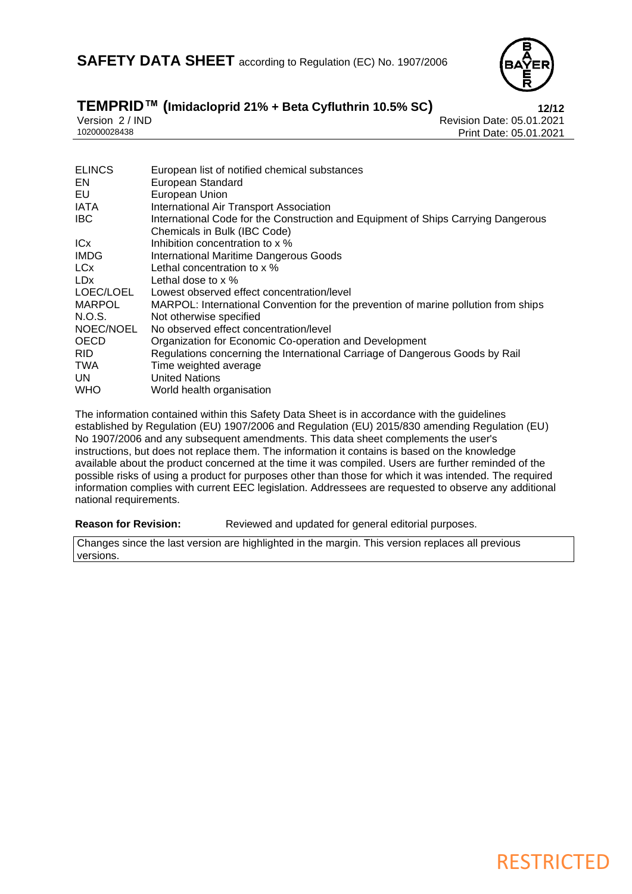| | |
|---|---|
| ELINCS | European list of notified chemical substances |
| EN | European Standard |
| EU | European Union |
| IATA | International Air Transport Association |
| IBC | International Code for the Construction and Equipment of Ships Carrying Dangerous Chemicals in Bulk (IBC Code) |
| ICx | Inhibition concentration to x % |
| IMDG | International Maritime Dangerous Goods |
| LCx | Lethal concentration to x % |
| LDx | Lethal dose to x % |
| LOEC/LOEL | Lowest observed effect concentration/level |
| MARPOL | MARPOL: International Convention for the prevention of marine pollution from ships |
| N.O.S. | Not otherwise specified |
| NOEC/NOEL | No observed effect concentration/level |
| OECD | Organization for Economic Co-operation and Development |
| RID | Regulations concerning the International Carriage of Dangerous Goods by Rail |
| TWA | Time weighted average |
| UN | United Nations |
| WHO | World health organisation |

The information contained within this Safety Data Sheet is in accordance with the guidelines established by Regulation (EU) 1907/2006 and Regulation (EU) 2015/830 amending Regulation (EU) No 1907/2006 and any subsequent amendments. This data sheet complements the user's instructions, but does not replace them. The information it contains is based on the knowledge available about the product concerned at the time it was compiled. Users are further reminded of the possible risks of using a product for purposes other than those for which it was intended. The required information complies with current EEC legislation. Addressees are requested to observe any additional national requirements.

**Reason for Revision:** Reviewed and updated for general editorial purposes.

Changes since the last version are highlighted in the margin. This version replaces all previous versions.

RESTRICTED